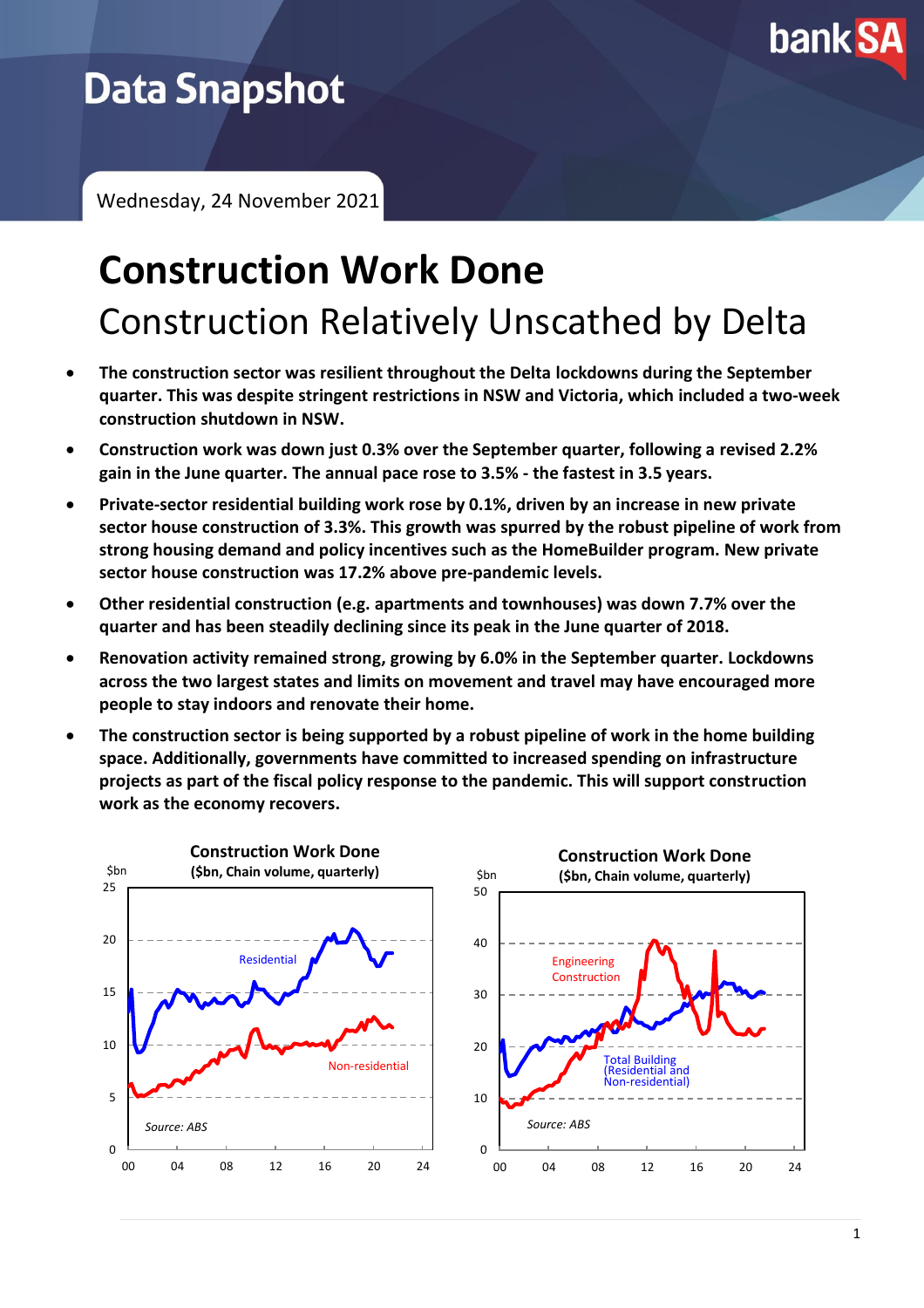# Data Snapshot

Wednesday, 24 November 2021

# Construction Work Done

## Construction Relatively Unscathed by Delta

- **The construction sector was resilient throughout the Delta lockdowns during the September quarter. This was despite stringent restrictions in NSW and Victoria, which included a two-week construction shutdown in NSW.**
- **Construction work was down just 0.3% over the September quarter, following a revised 2.2% gain in the June quarter. The annual pace rose to 3.5% - the fastest in 3.5 years.**
- **Private-sector residential building work rose by 0.1%, driven by an increase in new private sector house construction of 3.3%. This growth was spurred by the robust pipeline of work from strong housing demand and policy incentives such as the HomeBuilder program. New private sector house construction was 17.2% above pre-pandemic levels.**
- **Other residential construction (e.g. apartments and townhouses) was down 7.7% over the quarter and has been steadily declining since its peak in the June quarter of 2018.**
- **Renovation activity remained strong, growing by 6.0% in the September quarter. Lockdowns across the two largest states and limits on movement and travel may have encouraged more people to stay indoors and renovate their home.**
- **The construction sector is being supported by a robust pipeline of work in the home building space. Additionally, governments have committed to increased spending on infrastructure projects as part of the fiscal policy response to the pandemic. This will support construction work as the economy recovers.**

**Construction Work Done**
**($bn, Chain volume, quarterly)**

$bn
25
20
15
10
5
0
00 04 08 12 16 20 24
Residential
Non-residential
Source: ABS

**Construction Work Done**
**($bn, Chain volume, quarterly)**

$bn
50
40
30
20
10
0
00 04 08 12 16 20 24
Engineering Construction
Total Building (Residential and Non-residential)
Source: ABS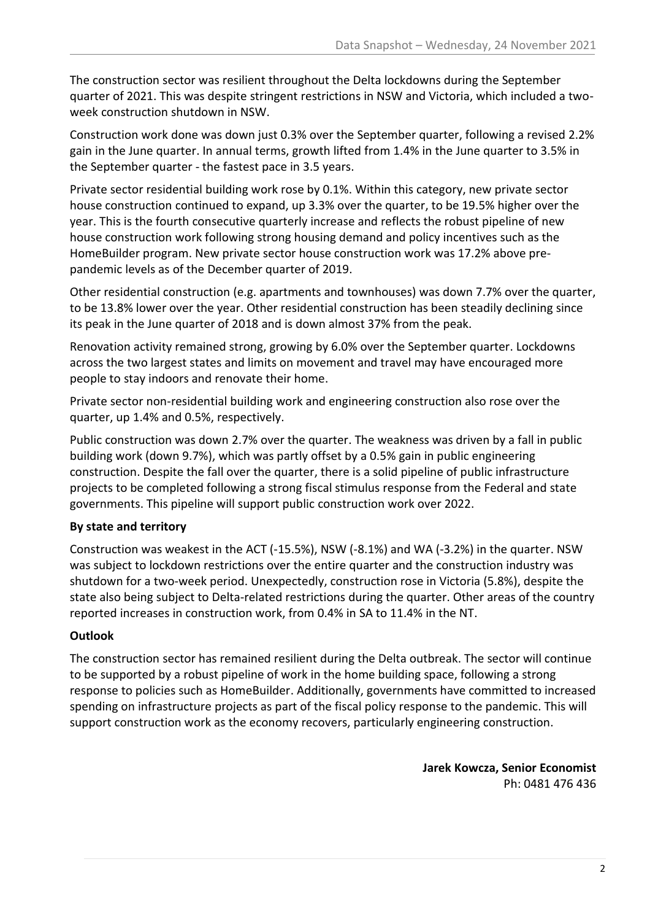The construction sector was resilient throughout the Delta lockdowns during the September quarter of 2021. This was despite stringent restrictions in NSW and Victoria, which included a two-week construction shutdown in NSW.

Construction work done was down just 0.3% over the September quarter, following a revised 2.2% gain in the June quarter. In annual terms, growth lifted from 1.4% in the June quarter to 3.5% in the September quarter - the fastest pace in 3.5 years.

Private sector residential building work rose by 0.1%. Within this category, new private sector house construction continued to expand, up 3.3% over the quarter, to be 19.5% higher over the year. This is the fourth consecutive quarterly increase and reflects the robust pipeline of new house construction work following strong housing demand and policy incentives such as the HomeBuilder program. New private sector house construction work was 17.2% above pre-pandemic levels as of the December quarter of 2019.

Other residential construction (e.g. apartments and townhouses) was down 7.7% over the quarter, to be 13.8% lower over the year. Other residential construction has been steadily declining since its peak in the June quarter of 2018 and is down almost 37% from the peak.

Renovation activity remained strong, growing by 6.0% over the September quarter. Lockdowns across the two largest states and limits on movement and travel may have encouraged more people to stay indoors and renovate their home.

Private sector non-residential building work and engineering construction also rose over the quarter, up 1.4% and 0.5%, respectively.

Public construction was down 2.7% over the quarter. The weakness was driven by a fall in public building work (down 9.7%), which was partly offset by a 0.5% gain in public engineering construction. Despite the fall over the quarter, there is a solid pipeline of public infrastructure projects to be completed following a strong fiscal stimulus response from the Federal and state governments. This pipeline will support public construction work over 2022.

### By state and territory

Construction was weakest in the ACT (-15.5%), NSW (-8.1%) and WA (-3.2%) in the quarter. NSW was subject to lockdown restrictions over the entire quarter and the construction industry was shutdown for a two-week period. Unexpectedly, construction rose in Victoria (5.8%), despite the state also being subject to Delta-related restrictions during the quarter. Other areas of the country reported increases in construction work, from 0.4% in SA to 11.4% in the NT.

### Outlook

The construction sector has remained resilient during the Delta outbreak. The sector will continue to be supported by a robust pipeline of work in the home building space, following a strong response to policies such as HomeBuilder. Additionally, governments have committed to increased spending on infrastructure projects as part of the fiscal policy response to the pandemic. This will support construction work as the economy recovers, particularly engineering construction.

**Jarek Kowcza, Senior Economist**
Ph: 0481 476 436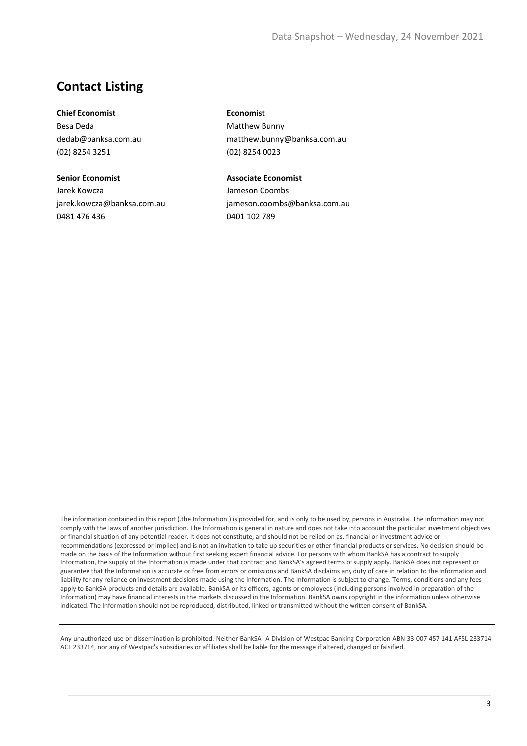## Contact Listing

**Chief Economist**
Besa Deda
dedab@banksa.com.au
(02) 8254 3251

**Senior Economist**
Jarek Kowcza
jarek.kowcza@banksa.com.au
0481 476 436

**Economist**
Matthew Bunny
matthew.bunny@banksa.com.au
(02) 8254 0023

**Associate Economist**
Jameson Coombs
jameson.coombs@banksa.com.au
0401 102 789

The information contained in this report (.the Information.) is provided for, and is only to be used by, persons in Australia. The information may not comply with the laws of another jurisdiction. The Information is general in nature and does not take into account the particular investment objectives or financial situation of any potential reader. It does not constitute, and should not be relied on as, financial or investment advice or recommendations (expressed or implied) and is not an invitation to take up securities or other financial products or services. No decision should be made on the basis of the Information without first seeking expert financial advice. For persons with whom BankSA has a contract to supply Information, the supply of the Information is made under that contract and BankSA's agreed terms of supply apply. BankSA does not represent or guarantee that the Information is accurate or free from errors or omissions and BankSA disclaims any duty of care in relation to the Information and liability for any reliance on investment decisions made using the Information. The Information is subject to change. Terms, conditions and any fees apply to BankSA products and details are available. BankSA or its officers, agents or employees (including persons involved in preparation of the Information) may have financial interests in the markets discussed in the Information. BankSA owns copyright in the information unless otherwise indicated. The Information should not be reproduced, distributed, linked or transmitted without the written consent of BankSA.

---

Any unauthorized use or dissemination is prohibited. Neither BankSA- A Division of Westpac Banking Corporation ABN 33 007 457 141 AFSL 233714 ACL 233714, nor any of Westpac's subsidiaries or affiliates shall be liable for the message if altered, changed or falsified.